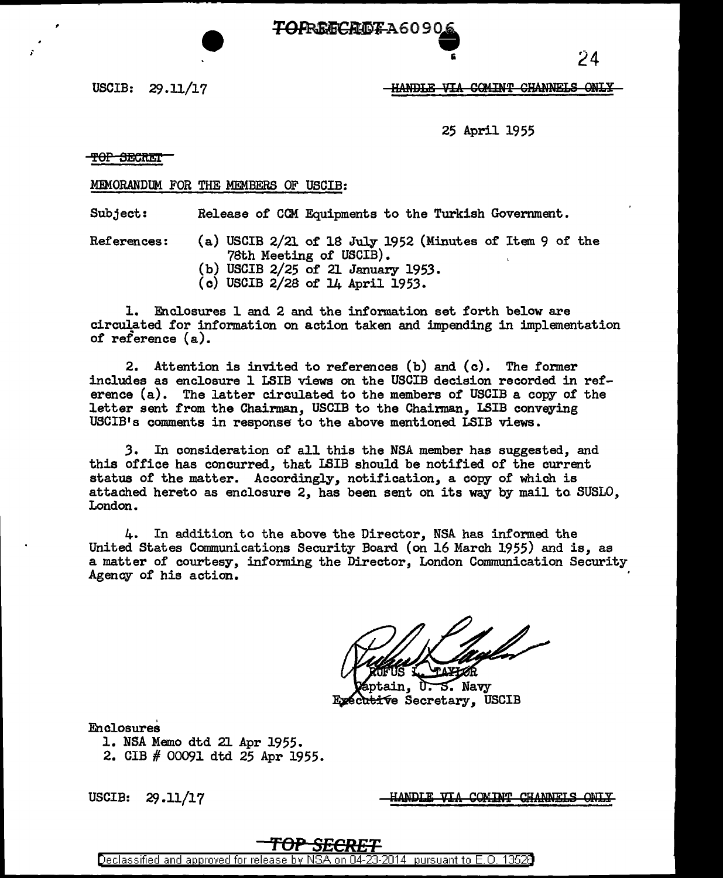TOP SECRET A60906

USCIB: 29.11/17

HANDLE VIA COMINT CHANNELS ONLY

25 April 1955

TOP SECRET

MEMORANDUM FOR THE MEMBERS OF USCIB:

Subject: Release of CCM Equipments to the Turkish Government.

References: (a) USCIB 2/21 of 18 July 1952 (Minutes of Item 9 of the 78th Meeting of USCIB).
(b) USCIB 2/25 of 21 January 1953.
(c) USCIB 2/28 of 14 April 1953.

1. Enclosures 1 and 2 and the information set forth below are circulated for information on action taken and impending in implementation of reference (a).

2. Attention is invited to references (b) and (c). The former includes as enclosure 1 LSIB views on the USCIB decision recorded in reference (a). The latter circulated to the members of USCIB a copy of the letter sent from the Chairman, USCIB to the Chairman, LSIB conveying USCIB's comments in response to the above mentioned LSIB views.

3. In consideration of all this the NSA member has suggested, and this office has concurred, that LSIB should be notified of the current status of the matter. Accordingly, notification, a copy of which is attached hereto as enclosure 2, has been sent on its way by mail to SUSLO, London.

4. In addition to the above the Director, NSA has informed the United States Communications Security Board (on 16 March 1955) and is, as a matter of courtesy, informing the Director, London Communication Security Agency of his action.

RUFUS L. TAYLOR
Captain, U. S. Navy
Executive Secretary, USCIB

Enclosures
1. NSA Memo dtd 21 Apr 1955.
2. CIB # 00091 dtd 25 Apr 1955.

USCIB: 29.11/17

HANDLE VIA COMINT CHANNELS ONLY

TOP SECRET

Declassified and approved for release by NSA on 04-23-2014 pursuant to E.O. 13526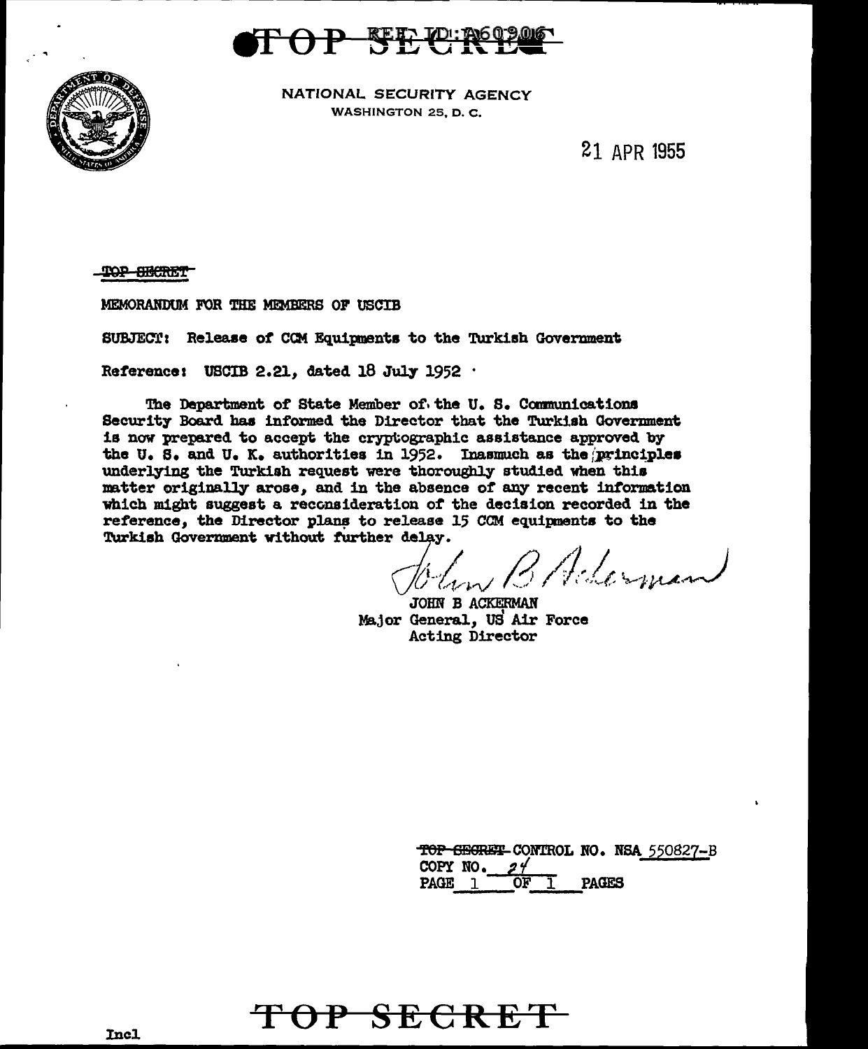TOP SECRET REF ID:A60906

NATIONAL SECURITY AGENCY
WASHINGTON 25, D. C.

21 APR 1955

~~TOP SECRET~~

MEMORANDUM FOR THE MEMBERS OF USCIB

SUBJECT: Release of CCM Equipments to the Turkish Government

Reference: USCIB 2.21, dated 18 July 1952

The Department of State Member of the U. S. Communications Security Board has informed the Director that the Turkish Government is now prepared to accept the cryptographic assistance approved by the U. S. and U. K. authorities in 1952. Inasmuch as the principles underlying the Turkish request were thoroughly studied when this matter originally arose, and in the absence of any recent information which might suggest a reconsideration of the decision recorded in the reference, the Director plans to release 15 CCM equipments to the Turkish Government without further delay.

John B Ackerman

JOHN B ACKERMAN
Major General, US Air Force
Acting Director

~~TOP SECRET~~ CONTROL NO. NSA 550827-B
COPY NO. 24
PAGE 1 OF 1 PAGES

TOP SECRET

Incl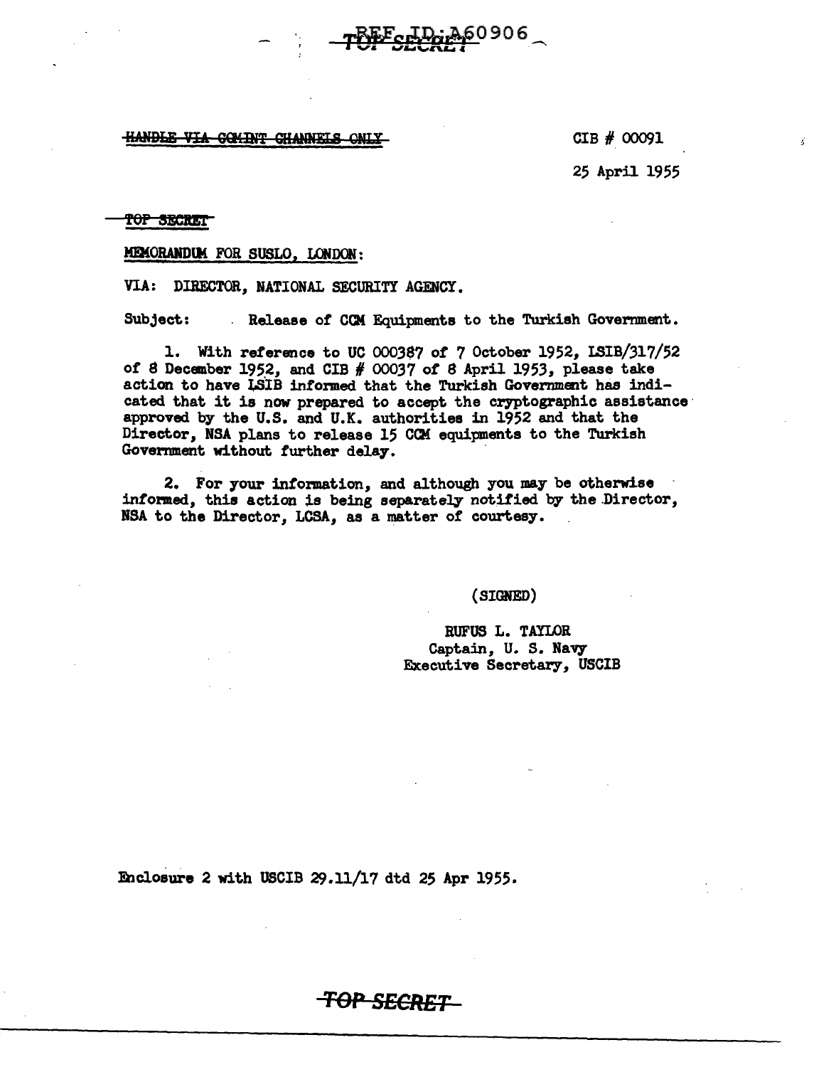REF ID:A60906

TOP SECRET

~~HANDLE VIA COMINT CHANNELS ONLY~~

CIB # 00091

25 April 1955

~~TOP SECRET~~

MEMORANDUM FOR SUSLO, LONDON:

VIA: DIRECTOR, NATIONAL SECURITY AGENCY.

Subject: Release of CCM Equipments to the Turkish Government.

1. With reference to UC 000387 of 7 October 1952, LSIB/317/52 of 8 December 1952, and CIB # 00037 of 8 April 1953, please take action to have LSIB informed that the Turkish Government has indicated that it is now prepared to accept the cryptographic assistance approved by the U.S. and U.K. authorities in 1952 and that the Director, NSA plans to release 15 CCM equipments to the Turkish Government without further delay.

2. For your information, and although you may be otherwise informed, this action is being separately notified by the Director, NSA to the Director, LCSA, as a matter of courtesy.

(SIGNED)

RUFUS L. TAYLOR
Captain, U. S. Navy
Executive Secretary, USCIB

Enclosure 2 with USCIB 29.11/17 dtd 25 Apr 1955.

~~TOP SECRET~~